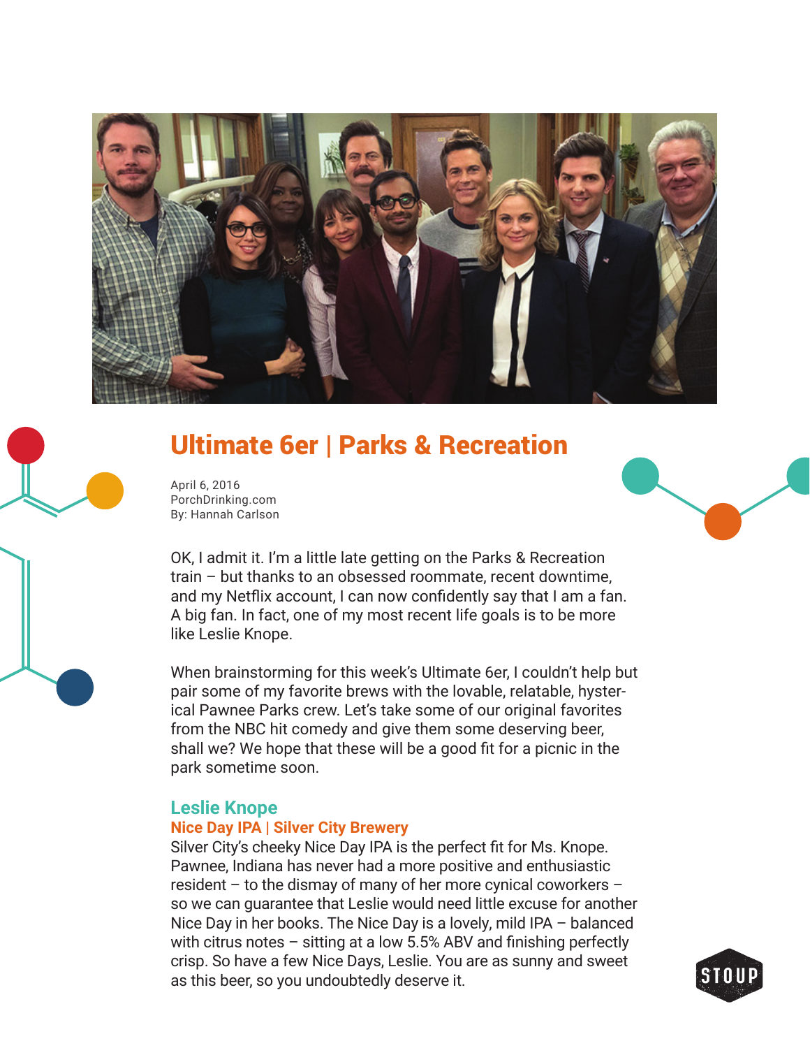# Ultimate 6er | Parks & Recreation

April 6, 2016
PorchDrinking.com
By: Hannah Carlson

OK, I admit it. I'm a little late getting on the Parks & Recreation train – but thanks to an obsessed roommate, recent downtime, and my Netflix account, I can now confidently say that I am a fan. A big fan. In fact, one of my most recent life goals is to be more like Leslie Knope.

When brainstorming for this week's Ultimate 6er, I couldn't help but pair some of my favorite brews with the lovable, relatable, hysterical Pawnee Parks crew. Let's take some of our original favorites from the NBC hit comedy and give them some deserving beer, shall we? We hope that these will be a good fit for a picnic in the park sometime soon.

## Leslie Knope

### Nice Day IPA | Silver City Brewery

Silver City's cheeky Nice Day IPA is the perfect fit for Ms. Knope. Pawnee, Indiana has never had a more positive and enthusiastic resident – to the dismay of many of her more cynical coworkers – so we can guarantee that Leslie would need little excuse for another Nice Day in her books. The Nice Day is a lovely, mild IPA – balanced with citrus notes – sitting at a low 5.5% ABV and finishing perfectly crisp. So have a few Nice Days, Leslie. You are as sunny and sweet as this beer, so you undoubtedly deserve it.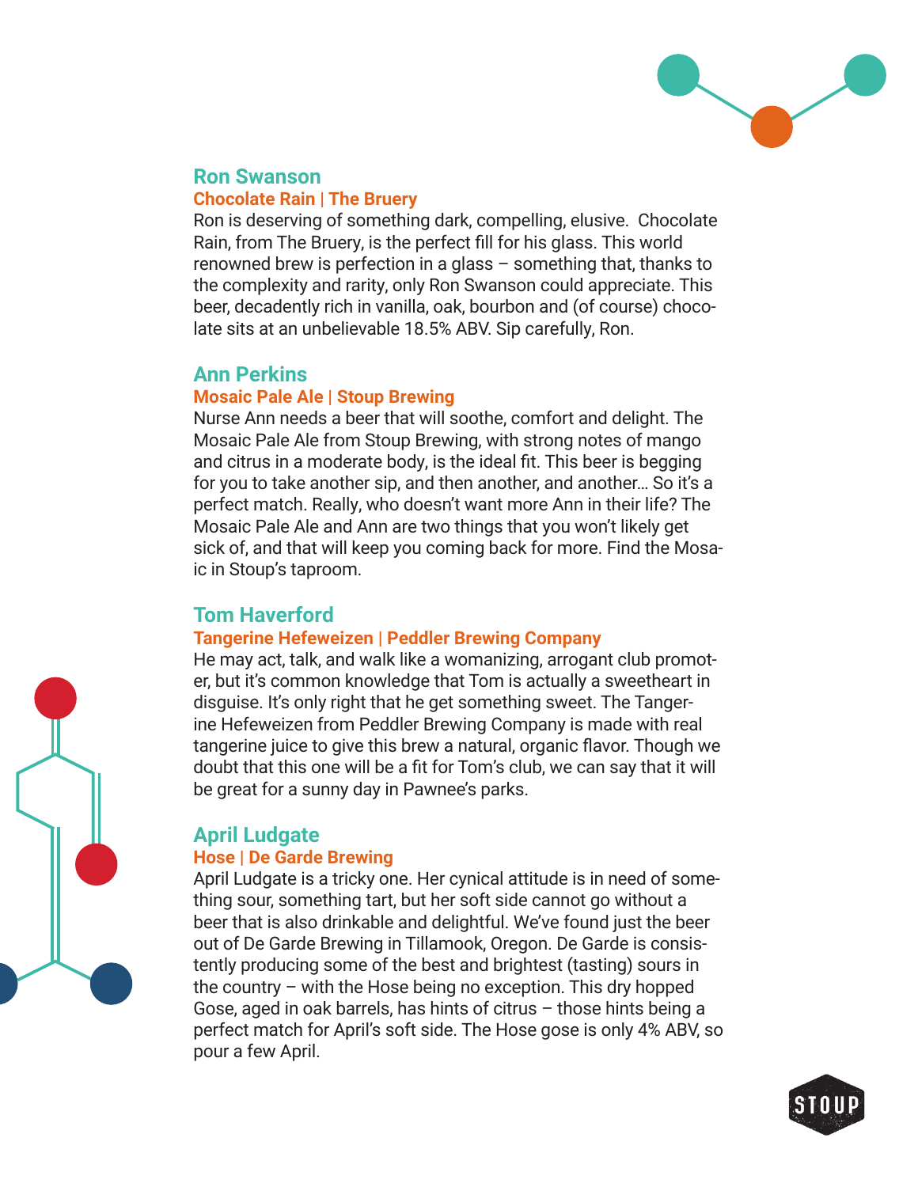## Ron Swanson

### Chocolate Rain | The Bruery

Ron is deserving of something dark, compelling, elusive. Chocolate Rain, from The Bruery, is the perfect fill for his glass. This world renowned brew is perfection in a glass – something that, thanks to the complexity and rarity, only Ron Swanson could appreciate. This beer, decadently rich in vanilla, oak, bourbon and (of course) chocolate sits at an unbelievable 18.5% ABV. Sip carefully, Ron.

## Ann Perkins

### Mosaic Pale Ale | Stoup Brewing

Nurse Ann needs a beer that will soothe, comfort and delight. The Mosaic Pale Ale from Stoup Brewing, with strong notes of mango and citrus in a moderate body, is the ideal fit. This beer is begging for you to take another sip, and then another, and another… So it's a perfect match. Really, who doesn't want more Ann in their life? The Mosaic Pale Ale and Ann are two things that you won't likely get sick of, and that will keep you coming back for more. Find the Mosaic in Stoup's taproom.

## Tom Haverford

### Tangerine Hefeweizen | Peddler Brewing Company

He may act, talk, and walk like a womanizing, arrogant club promoter, but it's common knowledge that Tom is actually a sweetheart in disguise. It's only right that he get something sweet. The Tangerine Hefeweizen from Peddler Brewing Company is made with real tangerine juice to give this brew a natural, organic flavor. Though we doubt that this one will be a fit for Tom's club, we can say that it will be great for a sunny day in Pawnee's parks.

## April Ludgate

### Hose | De Garde Brewing

April Ludgate is a tricky one. Her cynical attitude is in need of something sour, something tart, but her soft side cannot go without a beer that is also drinkable and delightful. We've found just the beer out of De Garde Brewing in Tillamook, Oregon. De Garde is consistently producing some of the best and brightest (tasting) sours in the country – with the Hose being no exception. This dry hopped Gose, aged in oak barrels, has hints of citrus – those hints being a perfect match for April's soft side. The Hose gose is only 4% ABV, so pour a few April.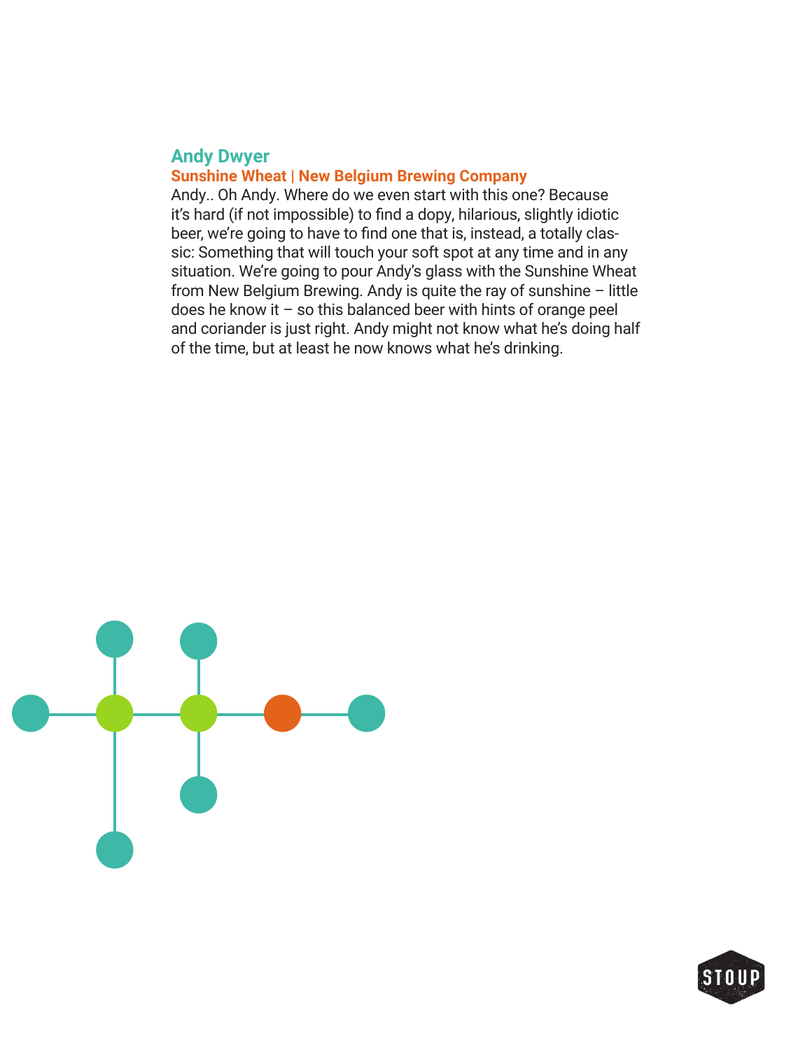## Andy Dwyer

**Sunshine Wheat | New Belgium Brewing Company**

Andy.. Oh Andy. Where do we even start with this one? Because it's hard (if not impossible) to find a dopy, hilarious, slightly idiotic beer, we're going to have to find one that is, instead, a totally classic: Something that will touch your soft spot at any time and in any situation. We're going to pour Andy's glass with the Sunshine Wheat from New Belgium Brewing. Andy is quite the ray of sunshine – little does he know it – so this balanced beer with hints of orange peel and coriander is just right. Andy might not know what he's doing half of the time, but at least he now knows what he's drinking.